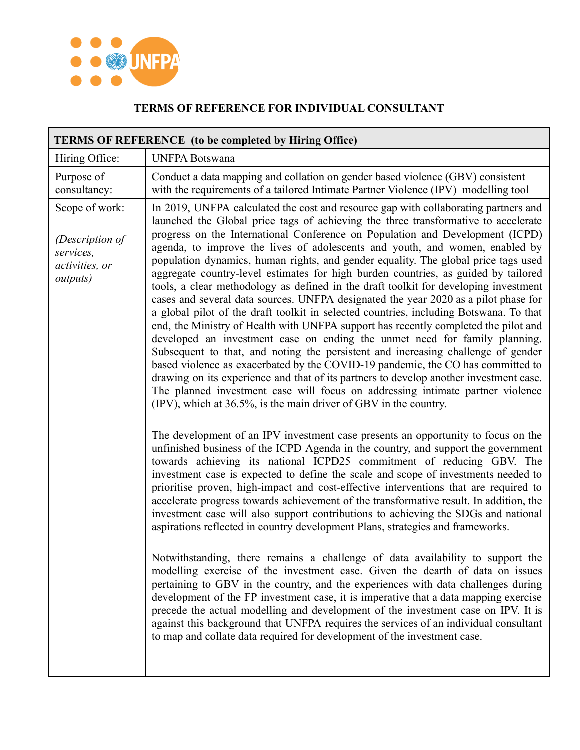## TERMS OF REFERENCE FOR INDIVIDUAL CONSULTANT

| **TERMS OF REFERENCE (to be completed by Hiring Office)** | |
|---|---|
| Hiring Office: | UNFPA Botswana |
| Purpose of consultancy: | Conduct a data mapping and collation on gender based violence (GBV) consistent with the requirements of a tailored Intimate Partner Violence (IPV) modelling tool |
| Scope of work:<br><br>*(Description of services, activities, or outputs)* | In 2019, UNFPA calculated the cost and resource gap with collaborating partners and launched the Global price tags of achieving the three transformative to accelerate progress on the International Conference on Population and Development (ICPD) agenda, to improve the lives of adolescents and youth, and women, enabled by population dynamics, human rights, and gender equality. The global price tags used aggregate country-level estimates for high burden countries, as guided by tailored tools, a clear methodology as defined in the draft toolkit for developing investment cases and several data sources. UNFPA designated the year 2020 as a pilot phase for a global pilot of the draft toolkit in selected countries, including Botswana. To that end, the Ministry of Health with UNFPA support has recently completed the pilot and developed an investment case on ending the unmet need for family planning. Subsequent to that, and noting the persistent and increasing challenge of gender based violence as exacerbated by the COVID-19 pandemic, the CO has committed to drawing on its experience and that of its partners to develop another investment case. The planned investment case will focus on addressing intimate partner violence (IPV), which at 36.5%, is the main driver of GBV in the country.<br><br>The development of an IPV investment case presents an opportunity to focus on the unfinished business of the ICPD Agenda in the country, and support the government towards achieving its national ICPD25 commitment of reducing GBV. The investment case is expected to define the scale and scope of investments needed to prioritise proven, high-impact and cost-effective interventions that are required to accelerate progress towards achievement of the transformative result. In addition, the investment case will also support contributions to achieving the SDGs and national aspirations reflected in country development Plans, strategies and frameworks.<br><br>Notwithstanding, there remains a challenge of data availability to support the modelling exercise of the investment case. Given the dearth of data on issues pertaining to GBV in the country, and the experiences with data challenges during development of the FP investment case, it is imperative that a data mapping exercise precede the actual modelling and development of the investment case on IPV. It is against this background that UNFPA requires the services of an individual consultant to map and collate data required for development of the investment case. |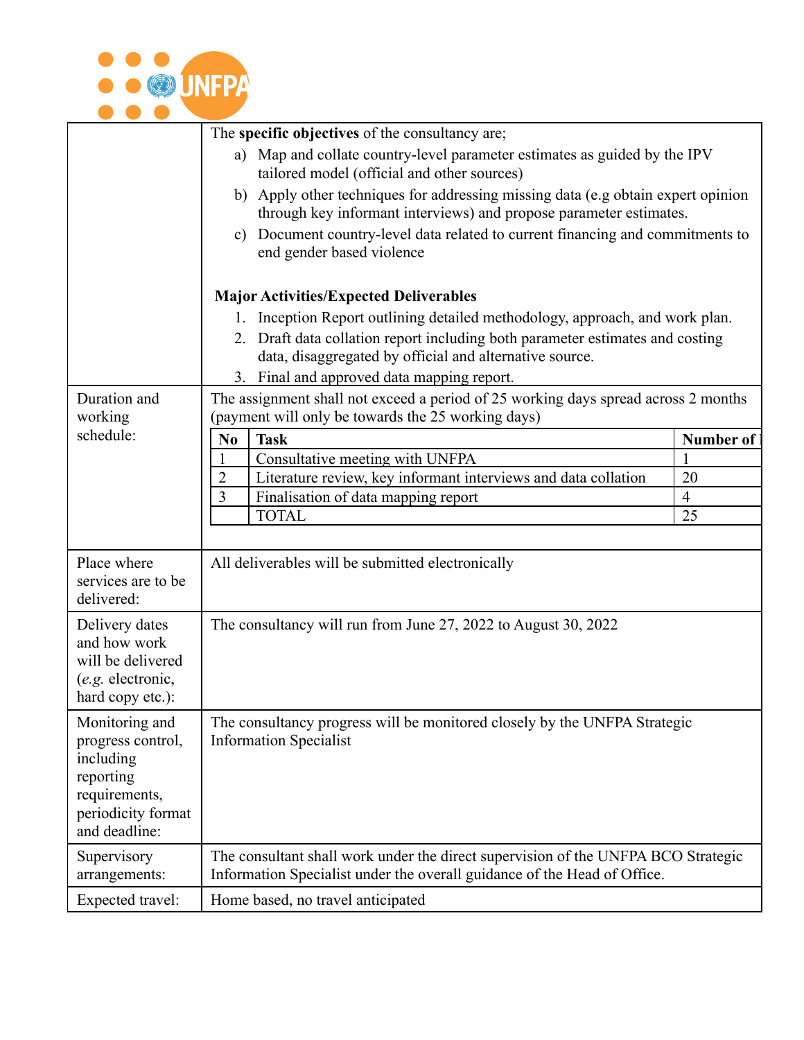| | |
|---|---|
| | The **specific objectives** of the consultancy are;<br>a) Map and collate country-level parameter estimates as guided by the IPV tailored model (official and other sources)<br>b) Apply other techniques for addressing missing data (e.g obtain expert opinion through key informant interviews) and propose parameter estimates.<br>c) Document country-level data related to current financing and commitments to end gender based violence<br><br>**Major Activities/Expected Deliverables**<br>1. Inception Report outlining detailed methodology, approach, and work plan.<br>2. Draft data collation report including both parameter estimates and costing data, disaggregated by official and alternative source.<br>3. Final and approved data mapping report. |
| Duration and working schedule: | The assignment shall not exceed a period of 25 working days spread across 2 months (payment will only be towards the 25 working days) |
| Place where services are to be delivered: | All deliverables will be submitted electronically |
| Delivery dates and how work will be delivered (*e.g.* electronic, hard copy etc.): | The consultancy will run from June 27, 2022 to August 30, 2022 |
| Monitoring and progress control, including reporting requirements, periodicity format and deadline: | The consultancy progress will be monitored closely by the UNFPA Strategic Information Specialist |
| Supervisory arrangements: | The consultant shall work under the direct supervision of the UNFPA BCO Strategic Information Specialist under the overall guidance of the Head of Office. |
| Expected travel: | Home based, no travel anticipated |

| No | Task | Number of |
|---|---|---|
| 1 | Consultative meeting with UNFPA | 1 |
| 2 | Literature review, key informant interviews and data collation | 20 |
| 3 | Finalisation of data mapping report | 4 |
| | TOTAL | 25 |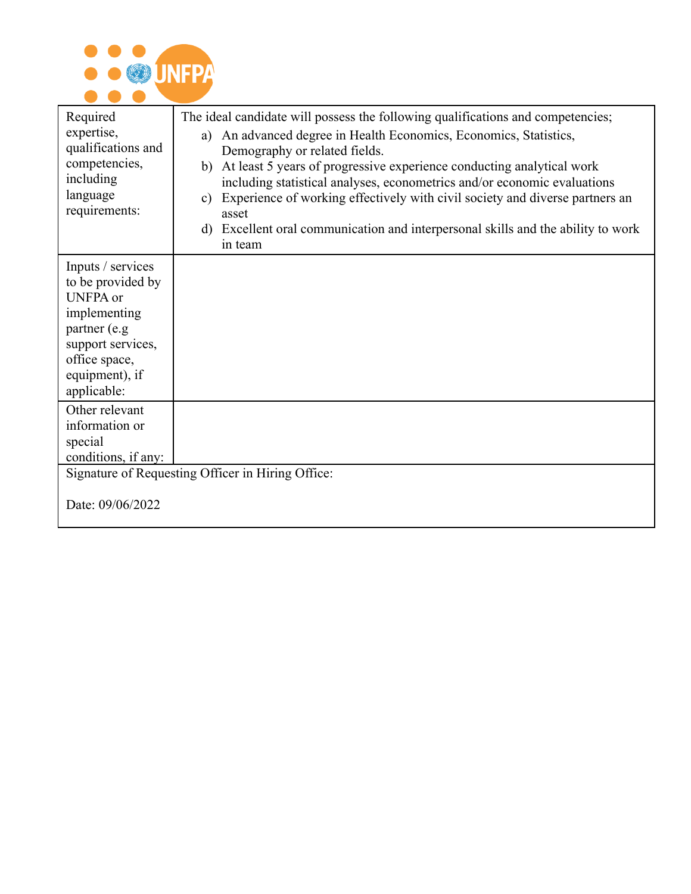| | |
|---|---|
| Required expertise, qualifications and competencies, including language requirements: | The ideal candidate will possess the following qualifications and competencies;<br>a) An advanced degree in Health Economics, Economics, Statistics, Demography or related fields.<br>b) At least 5 years of progressive experience conducting analytical work including statistical analyses, econometrics and/or economic evaluations<br>c) Experience of working effectively with civil society and diverse partners an asset<br>d) Excellent oral communication and interpersonal skills and the ability to work in team |
| Inputs / services to be provided by UNFPA or implementing partner (e.g support services, office space, equipment), if applicable: | |
| Other relevant information or special conditions, if any: | |
| Signature of Requesting Officer in Hiring Office:<br><br>Date: 09/06/2022 | |